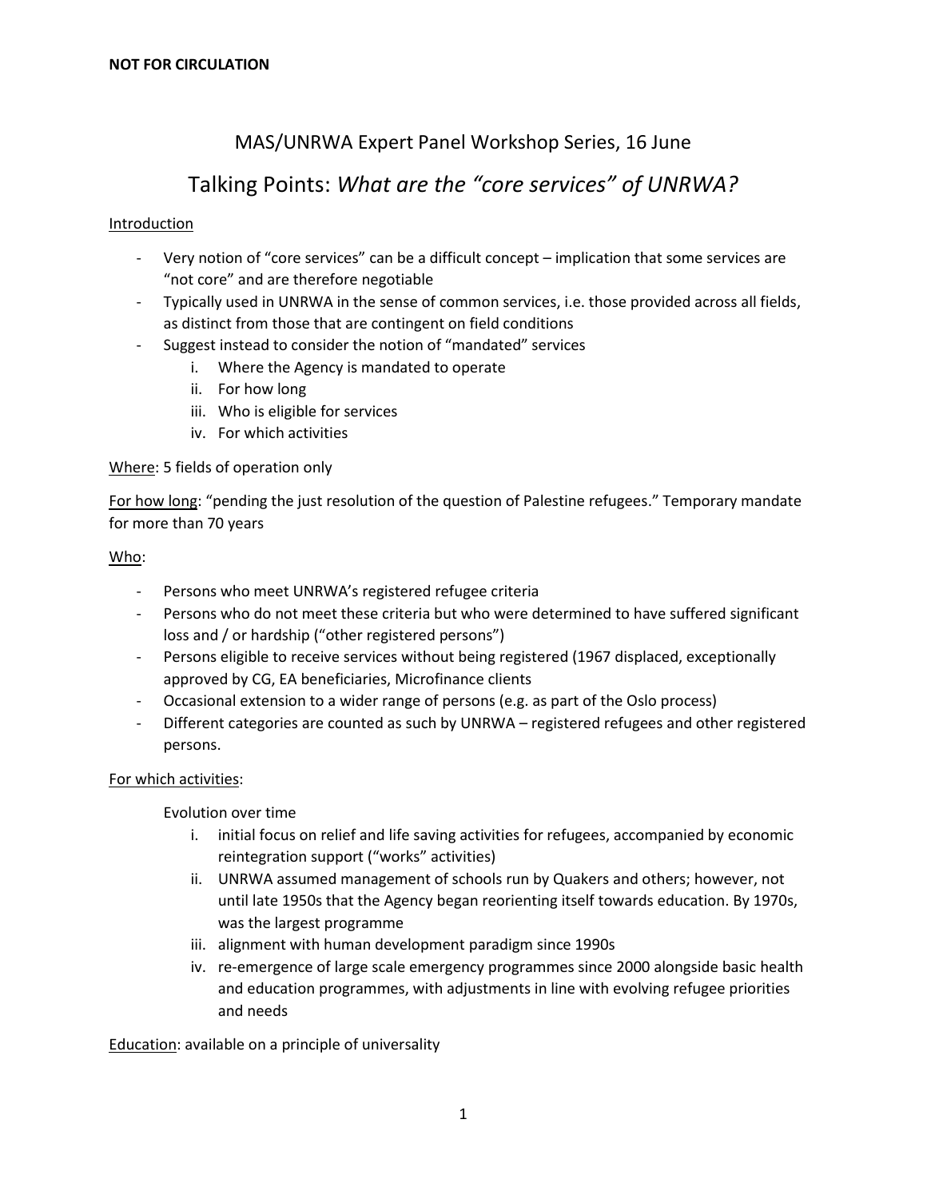**NOT FOR CIRCULATION**

# MAS/UNRWA Expert Panel Workshop Series, 16 June

## Talking Points: *What are the "core services" of UNRWA?*

Introduction

- Very notion of "core services" can be a difficult concept – implication that some services are "not core" and are therefore negotiable
- Typically used in UNRWA in the sense of common services, i.e. those provided across all fields, as distinct from those that are contingent on field conditions
- Suggest instead to consider the notion of "mandated" services
    i. Where the Agency is mandated to operate
    ii. For how long
    iii. Who is eligible for services
    iv. For which activities

Where: 5 fields of operation only

For how long: "pending the just resolution of the question of Palestine refugees." Temporary mandate for more than 70 years

Who:

- Persons who meet UNRWA's registered refugee criteria
- Persons who do not meet these criteria but who were determined to have suffered significant loss and / or hardship ("other registered persons")
- Persons eligible to receive services without being registered (1967 displaced, exceptionally approved by CG, EA beneficiaries, Microfinance clients
- Occasional extension to a wider range of persons (e.g. as part of the Oslo process)
- Different categories are counted as such by UNRWA – registered refugees and other registered persons.

For which activities:

Evolution over time

i. initial focus on relief and life saving activities for refugees, accompanied by economic reintegration support ("works" activities)
ii. UNRWA assumed management of schools run by Quakers and others; however, not until late 1950s that the Agency began reorienting itself towards education. By 1970s, was the largest programme
iii. alignment with human development paradigm since 1990s
iv. re-emergence of large scale emergency programmes since 2000 alongside basic health and education programmes, with adjustments in line with evolving refugee priorities and needs

Education: available on a principle of universality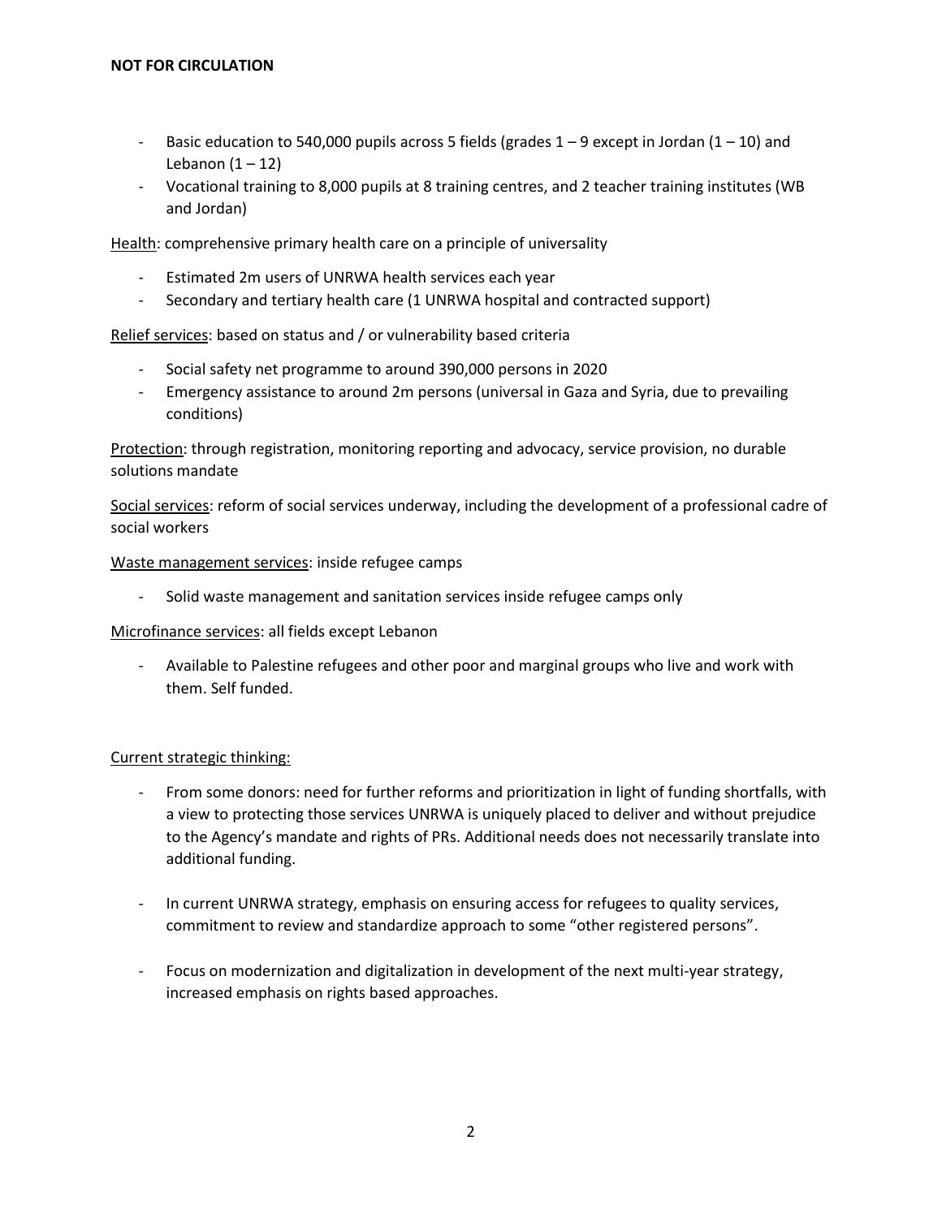**NOT FOR CIRCULATION**

- Basic education to 540,000 pupils across 5 fields (grades 1 – 9 except in Jordan (1 – 10) and Lebanon (1 – 12)
- Vocational training to 8,000 pupils at 8 training centres, and 2 teacher training institutes (WB and Jordan)

<u>Health</u>: comprehensive primary health care on a principle of universality

- Estimated 2m users of UNRWA health services each year
- Secondary and tertiary health care (1 UNRWA hospital and contracted support)

<u>Relief services</u>: based on status and / or vulnerability based criteria

- Social safety net programme to around 390,000 persons in 2020
- Emergency assistance to around 2m persons (universal in Gaza and Syria, due to prevailing conditions)

<u>Protection</u>: through registration, monitoring reporting and advocacy, service provision, no durable solutions mandate

<u>Social services</u>: reform of social services underway, including the development of a professional cadre of social workers

<u>Waste management services</u>: inside refugee camps

- Solid waste management and sanitation services inside refugee camps only

<u>Microfinance services</u>: all fields except Lebanon

- Available to Palestine refugees and other poor and marginal groups who live and work with them. Self funded.

<u>Current strategic thinking:</u>

- From some donors: need for further reforms and prioritization in light of funding shortfalls, with a view to protecting those services UNRWA is uniquely placed to deliver and without prejudice to the Agency's mandate and rights of PRs. Additional needs does not necessarily translate into additional funding.

- In current UNRWA strategy, emphasis on ensuring access for refugees to quality services, commitment to review and standardize approach to some "other registered persons".

- Focus on modernization and digitalization in development of the next multi-year strategy, increased emphasis on rights based approaches.